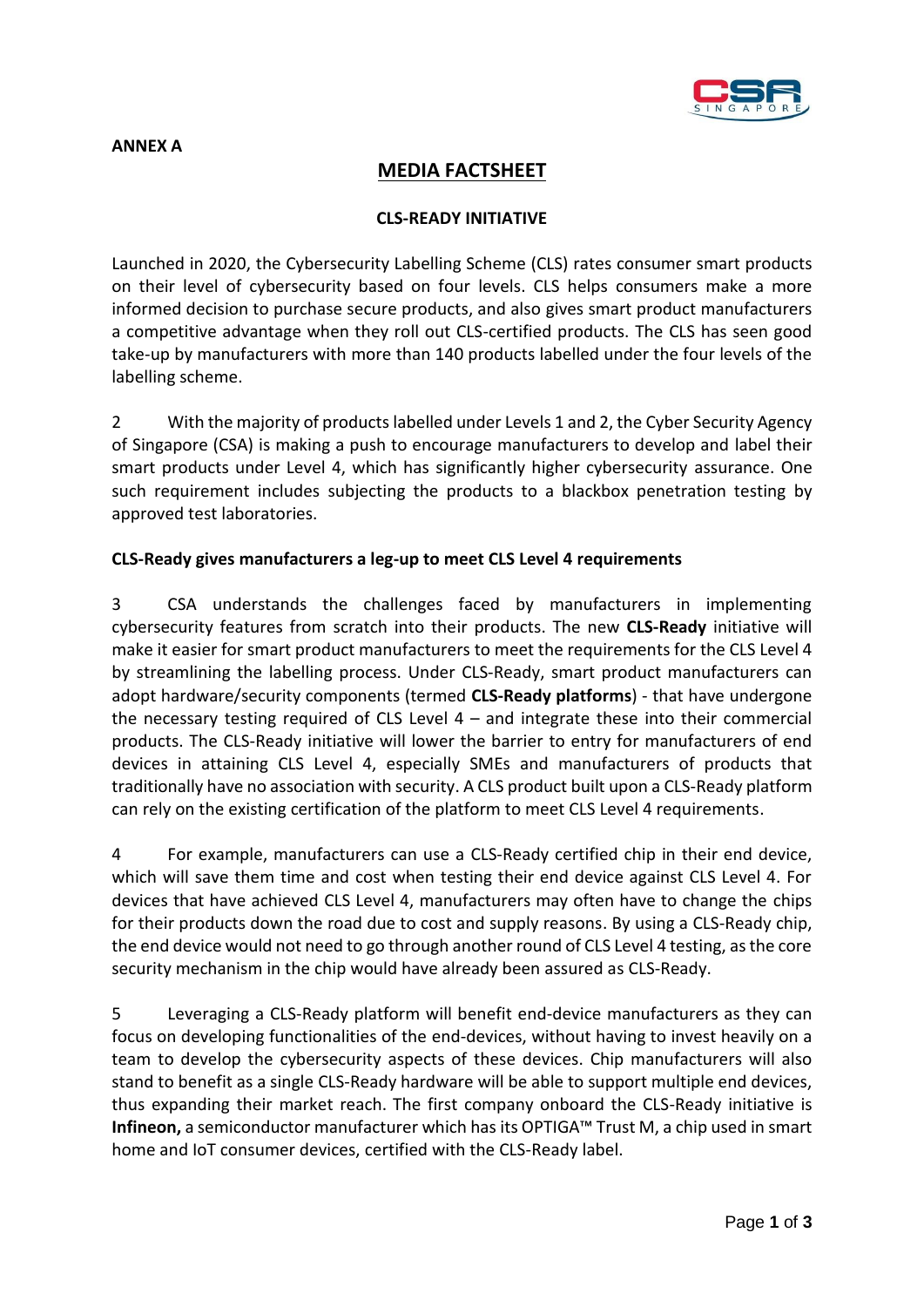**ANNEX A**

# MEDIA FACTSHEET

## CLS-READY INITIATIVE

Launched in 2020, the Cybersecurity Labelling Scheme (CLS) rates consumer smart products on their level of cybersecurity based on four levels. CLS helps consumers make a more informed decision to purchase secure products, and also gives smart product manufacturers a competitive advantage when they roll out CLS-certified products. The CLS has seen good take-up by manufacturers with more than 140 products labelled under the four levels of the labelling scheme.

2 With the majority of products labelled under Levels 1 and 2, the Cyber Security Agency of Singapore (CSA) is making a push to encourage manufacturers to develop and label their smart products under Level 4, which has significantly higher cybersecurity assurance. One such requirement includes subjecting the products to a blackbox penetration testing by approved test laboratories.

### CLS-Ready gives manufacturers a leg-up to meet CLS Level 4 requirements

3 CSA understands the challenges faced by manufacturers in implementing cybersecurity features from scratch into their products. The new **CLS-Ready** initiative will make it easier for smart product manufacturers to meet the requirements for the CLS Level 4 by streamlining the labelling process. Under CLS-Ready, smart product manufacturers can adopt hardware/security components (termed **CLS-Ready platforms**) - that have undergone the necessary testing required of CLS Level 4 – and integrate these into their commercial products. The CLS-Ready initiative will lower the barrier to entry for manufacturers of end devices in attaining CLS Level 4, especially SMEs and manufacturers of products that traditionally have no association with security. A CLS product built upon a CLS-Ready platform can rely on the existing certification of the platform to meet CLS Level 4 requirements.

4 For example, manufacturers can use a CLS-Ready certified chip in their end device, which will save them time and cost when testing their end device against CLS Level 4. For devices that have achieved CLS Level 4, manufacturers may often have to change the chips for their products down the road due to cost and supply reasons. By using a CLS-Ready chip, the end device would not need to go through another round of CLS Level 4 testing, as the core security mechanism in the chip would have already been assured as CLS-Ready.

5 Leveraging a CLS-Ready platform will benefit end-device manufacturers as they can focus on developing functionalities of the end-devices, without having to invest heavily on a team to develop the cybersecurity aspects of these devices. Chip manufacturers will also stand to benefit as a single CLS-Ready hardware will be able to support multiple end devices, thus expanding their market reach. The first company onboard the CLS-Ready initiative is **Infineon,** a semiconductor manufacturer which has its OPTIGA™ Trust M, a chip used in smart home and IoT consumer devices, certified with the CLS-Ready label.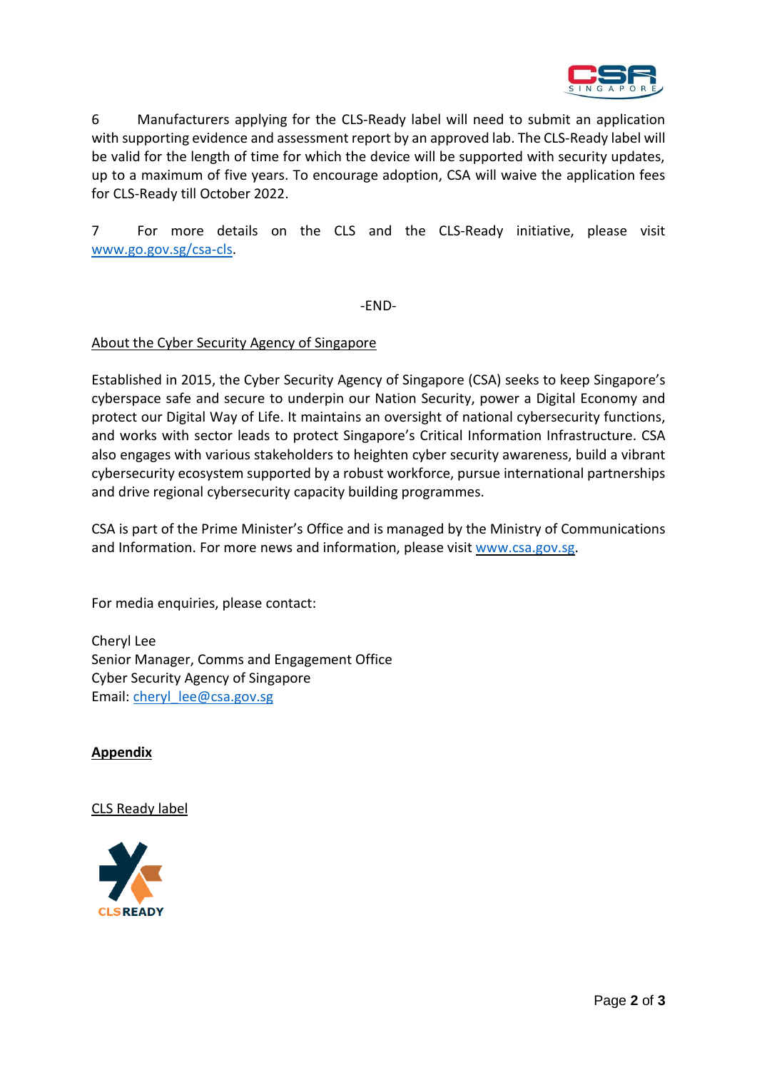6 Manufacturers applying for the CLS-Ready label will need to submit an application with supporting evidence and assessment report by an approved lab. The CLS-Ready label will be valid for the length of time for which the device will be supported with security updates, up to a maximum of five years. To encourage adoption, CSA will waive the application fees for CLS-Ready till October 2022.

7 For more details on the CLS and the CLS-Ready initiative, please visit www.go.gov.sg/csa-cls.

-END-

About the Cyber Security Agency of Singapore

Established in 2015, the Cyber Security Agency of Singapore (CSA) seeks to keep Singapore's cyberspace safe and secure to underpin our Nation Security, power a Digital Economy and protect our Digital Way of Life. It maintains an oversight of national cybersecurity functions, and works with sector leads to protect Singapore's Critical Information Infrastructure. CSA also engages with various stakeholders to heighten cyber security awareness, build a vibrant cybersecurity ecosystem supported by a robust workforce, pursue international partnerships and drive regional cybersecurity capacity building programmes.

CSA is part of the Prime Minister's Office and is managed by the Ministry of Communications and Information. For more news and information, please visit www.csa.gov.sg.

For media enquiries, please contact:

Cheryl Lee
Senior Manager, Comms and Engagement Office
Cyber Security Agency of Singapore
Email: cheryl_lee@csa.gov.sg

**Appendix**

CLS Ready label

CLS READY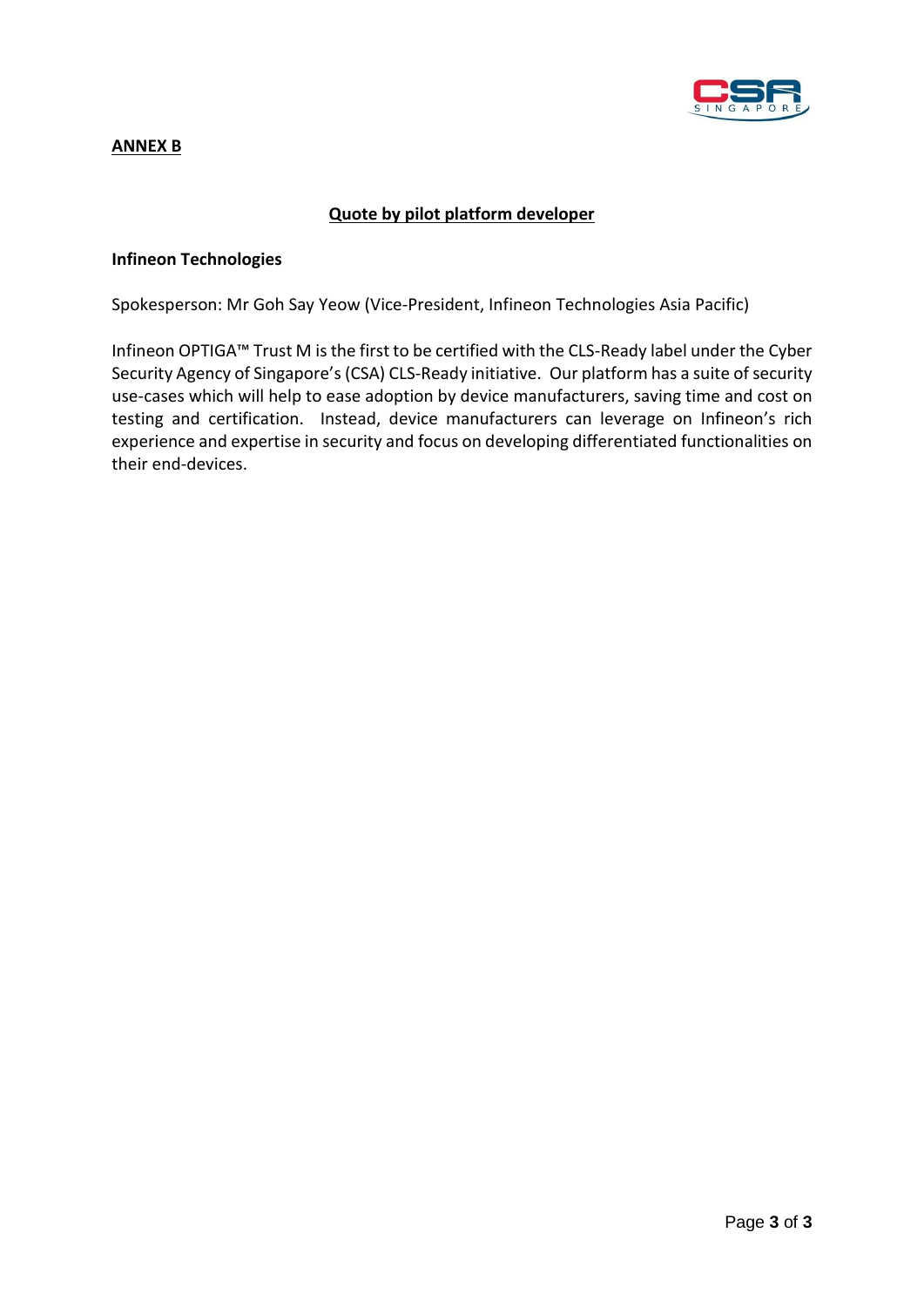**ANNEX B**

**Quote by pilot platform developer**

**Infineon Technologies**

Spokesperson: Mr Goh Say Yeow (Vice-President, Infineon Technologies Asia Pacific)

Infineon OPTIGA™ Trust M is the first to be certified with the CLS-Ready label under the Cyber Security Agency of Singapore's (CSA) CLS-Ready initiative. Our platform has a suite of security use-cases which will help to ease adoption by device manufacturers, saving time and cost on testing and certification. Instead, device manufacturers can leverage on Infineon's rich experience and expertise in security and focus on developing differentiated functionalities on their end-devices.